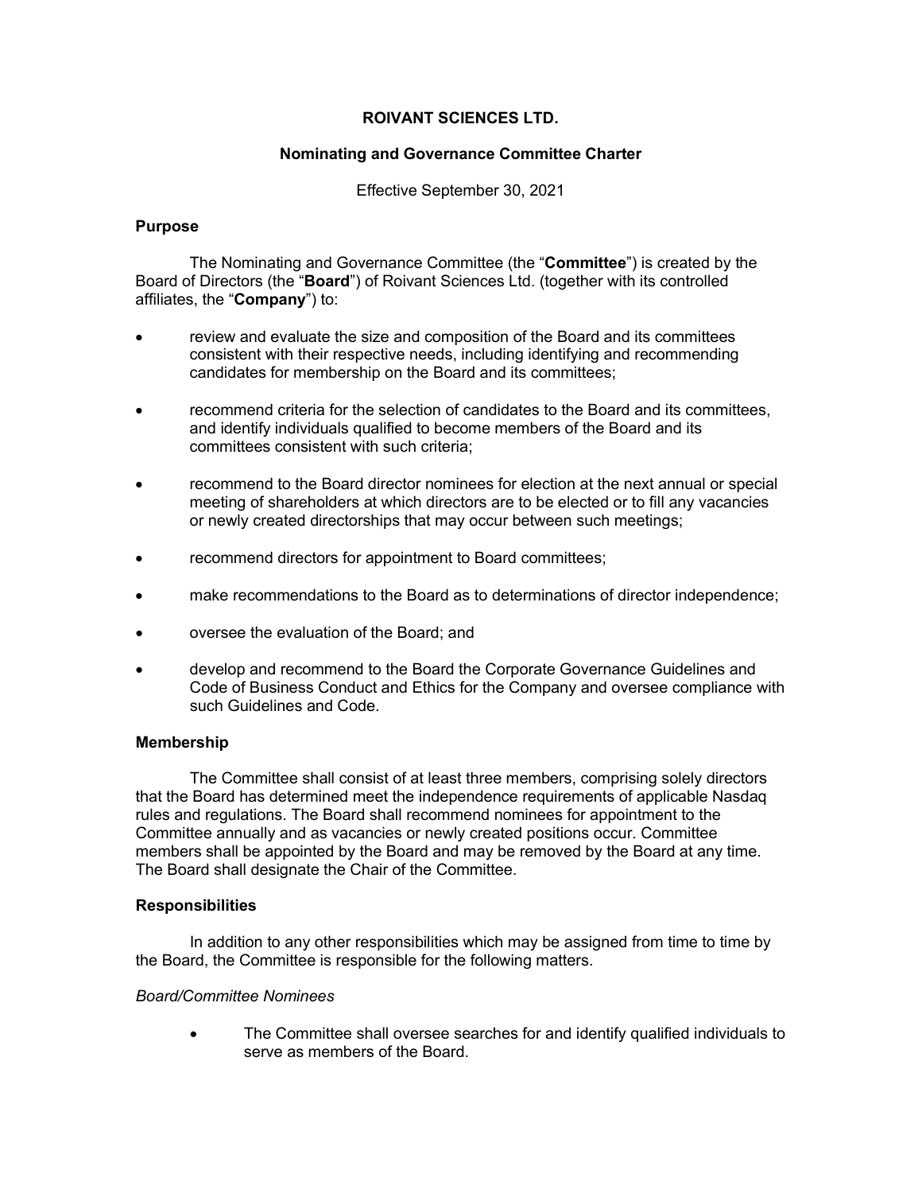# ROIVANT SCIENCES LTD.

## Nominating and Governance Committee Charter

Effective September 30, 2021

### Purpose

The Nominating and Governance Committee (the "**Committee**") is created by the Board of Directors (the "**Board**") of Roivant Sciences Ltd. (together with its controlled affiliates, the "**Company**") to:

- review and evaluate the size and composition of the Board and its committees consistent with their respective needs, including identifying and recommending candidates for membership on the Board and its committees;
- recommend criteria for the selection of candidates to the Board and its committees, and identify individuals qualified to become members of the Board and its committees consistent with such criteria;
- recommend to the Board director nominees for election at the next annual or special meeting of shareholders at which directors are to be elected or to fill any vacancies or newly created directorships that may occur between such meetings;
- recommend directors for appointment to Board committees;
- make recommendations to the Board as to determinations of director independence;
- oversee the evaluation of the Board; and
- develop and recommend to the Board the Corporate Governance Guidelines and Code of Business Conduct and Ethics for the Company and oversee compliance with such Guidelines and Code.

### Membership

The Committee shall consist of at least three members, comprising solely directors that the Board has determined meet the independence requirements of applicable Nasdaq rules and regulations. The Board shall recommend nominees for appointment to the Committee annually and as vacancies or newly created positions occur. Committee members shall be appointed by the Board and may be removed by the Board at any time. The Board shall designate the Chair of the Committee.

### Responsibilities

In addition to any other responsibilities which may be assigned from time to time by the Board, the Committee is responsible for the following matters.

*Board/Committee Nominees*

- The Committee shall oversee searches for and identify qualified individuals to serve as members of the Board.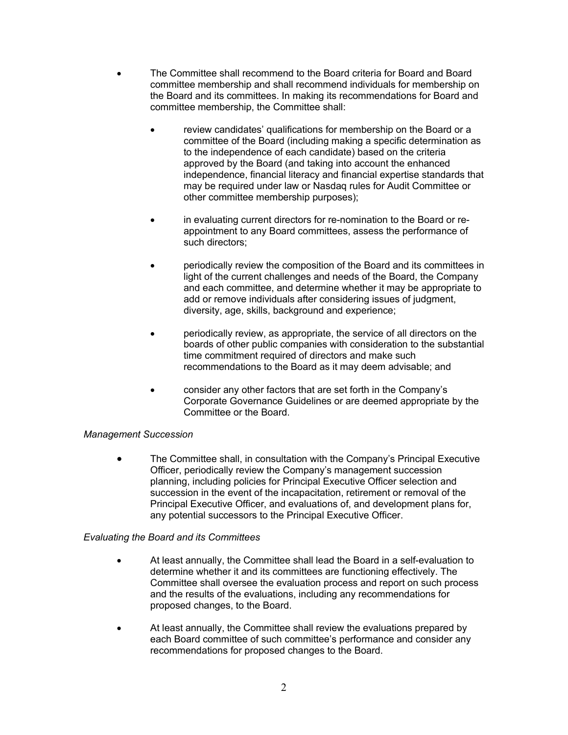- The Committee shall recommend to the Board criteria for Board and Board committee membership and shall recommend individuals for membership on the Board and its committees. In making its recommendations for Board and committee membership, the Committee shall:

  - review candidates' qualifications for membership on the Board or a committee of the Board (including making a specific determination as to the independence of each candidate) based on the criteria approved by the Board (and taking into account the enhanced independence, financial literacy and financial expertise standards that may be required under law or Nasdaq rules for Audit Committee or other committee membership purposes);

  - in evaluating current directors for re-nomination to the Board or re-appointment to any Board committees, assess the performance of such directors;

  - periodically review the composition of the Board and its committees in light of the current challenges and needs of the Board, the Company and each committee, and determine whether it may be appropriate to add or remove individuals after considering issues of judgment, diversity, age, skills, background and experience;

  - periodically review, as appropriate, the service of all directors on the boards of other public companies with consideration to the substantial time commitment required of directors and make such recommendations to the Board as it may deem advisable; and

  - consider any other factors that are set forth in the Company's Corporate Governance Guidelines or are deemed appropriate by the Committee or the Board.

*Management Succession*

- The Committee shall, in consultation with the Company's Principal Executive Officer, periodically review the Company's management succession planning, including policies for Principal Executive Officer selection and succession in the event of the incapacitation, retirement or removal of the Principal Executive Officer, and evaluations of, and development plans for, any potential successors to the Principal Executive Officer.

*Evaluating the Board and its Committees*

- At least annually, the Committee shall lead the Board in a self-evaluation to determine whether it and its committees are functioning effectively. The Committee shall oversee the evaluation process and report on such process and the results of the evaluations, including any recommendations for proposed changes, to the Board.

- At least annually, the Committee shall review the evaluations prepared by each Board committee of such committee's performance and consider any recommendations for proposed changes to the Board.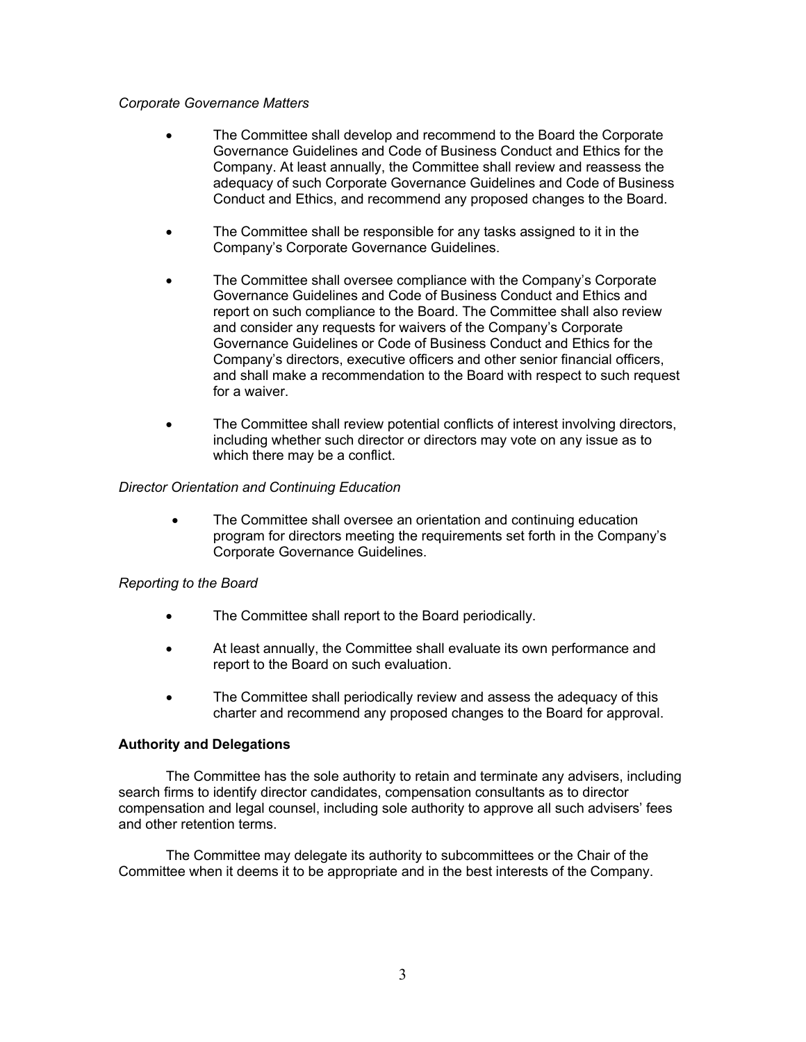*Corporate Governance Matters*

- The Committee shall develop and recommend to the Board the Corporate Governance Guidelines and Code of Business Conduct and Ethics for the Company. At least annually, the Committee shall review and reassess the adequacy of such Corporate Governance Guidelines and Code of Business Conduct and Ethics, and recommend any proposed changes to the Board.

- The Committee shall be responsible for any tasks assigned to it in the Company's Corporate Governance Guidelines.

- The Committee shall oversee compliance with the Company's Corporate Governance Guidelines and Code of Business Conduct and Ethics and report on such compliance to the Board. The Committee shall also review and consider any requests for waivers of the Company's Corporate Governance Guidelines or Code of Business Conduct and Ethics for the Company's directors, executive officers and other senior financial officers, and shall make a recommendation to the Board with respect to such request for a waiver.

- The Committee shall review potential conflicts of interest involving directors, including whether such director or directors may vote on any issue as to which there may be a conflict.

*Director Orientation and Continuing Education*

- The Committee shall oversee an orientation and continuing education program for directors meeting the requirements set forth in the Company's Corporate Governance Guidelines.

*Reporting to the Board*

- The Committee shall report to the Board periodically.

- At least annually, the Committee shall evaluate its own performance and report to the Board on such evaluation.

- The Committee shall periodically review and assess the adequacy of this charter and recommend any proposed changes to the Board for approval.

**Authority and Delegations**

The Committee has the sole authority to retain and terminate any advisers, including search firms to identify director candidates, compensation consultants as to director compensation and legal counsel, including sole authority to approve all such advisers' fees and other retention terms.

The Committee may delegate its authority to subcommittees or the Chair of the Committee when it deems it to be appropriate and in the best interests of the Company.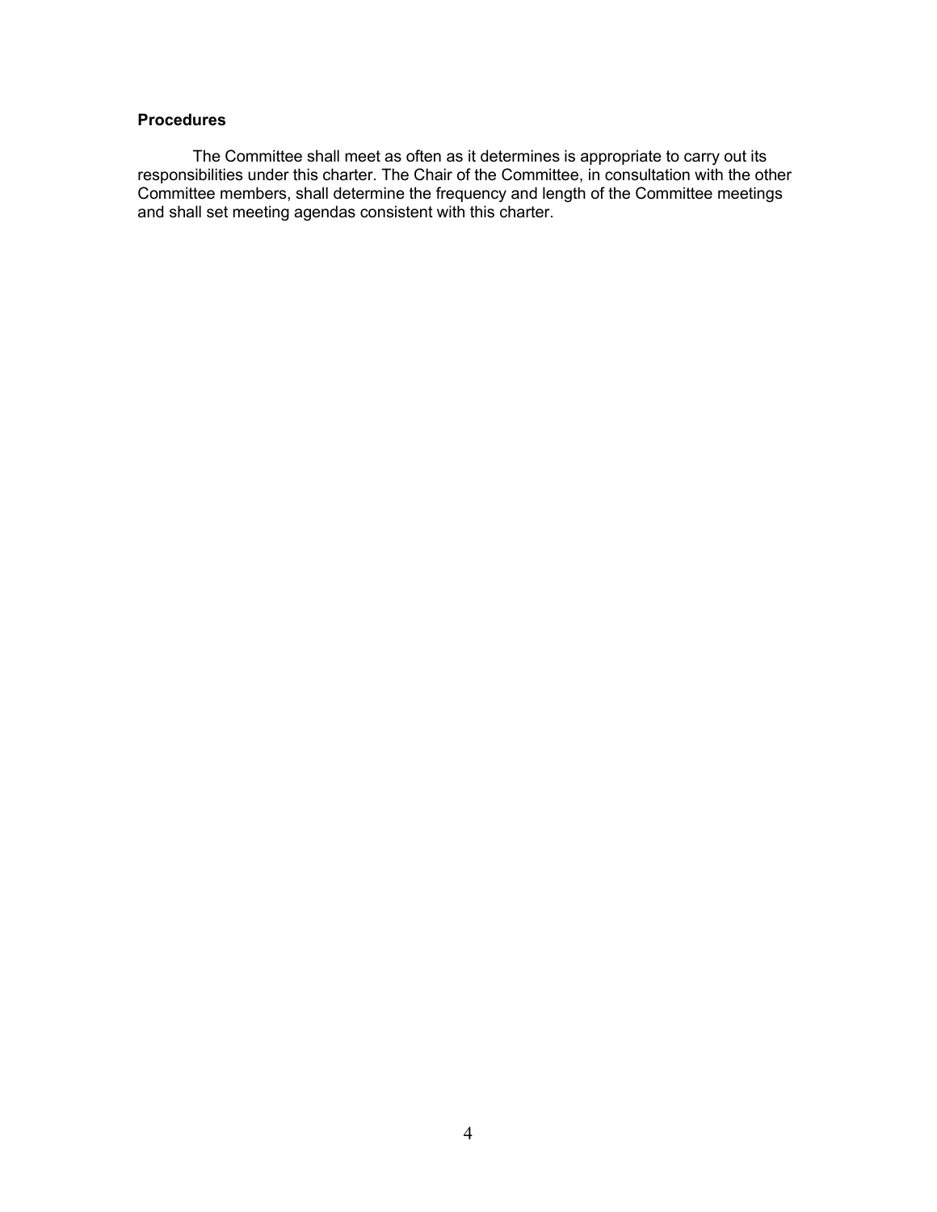**Procedures**

The Committee shall meet as often as it determines is appropriate to carry out its responsibilities under this charter. The Chair of the Committee, in consultation with the other Committee members, shall determine the frequency and length of the Committee meetings and shall set meeting agendas consistent with this charter.